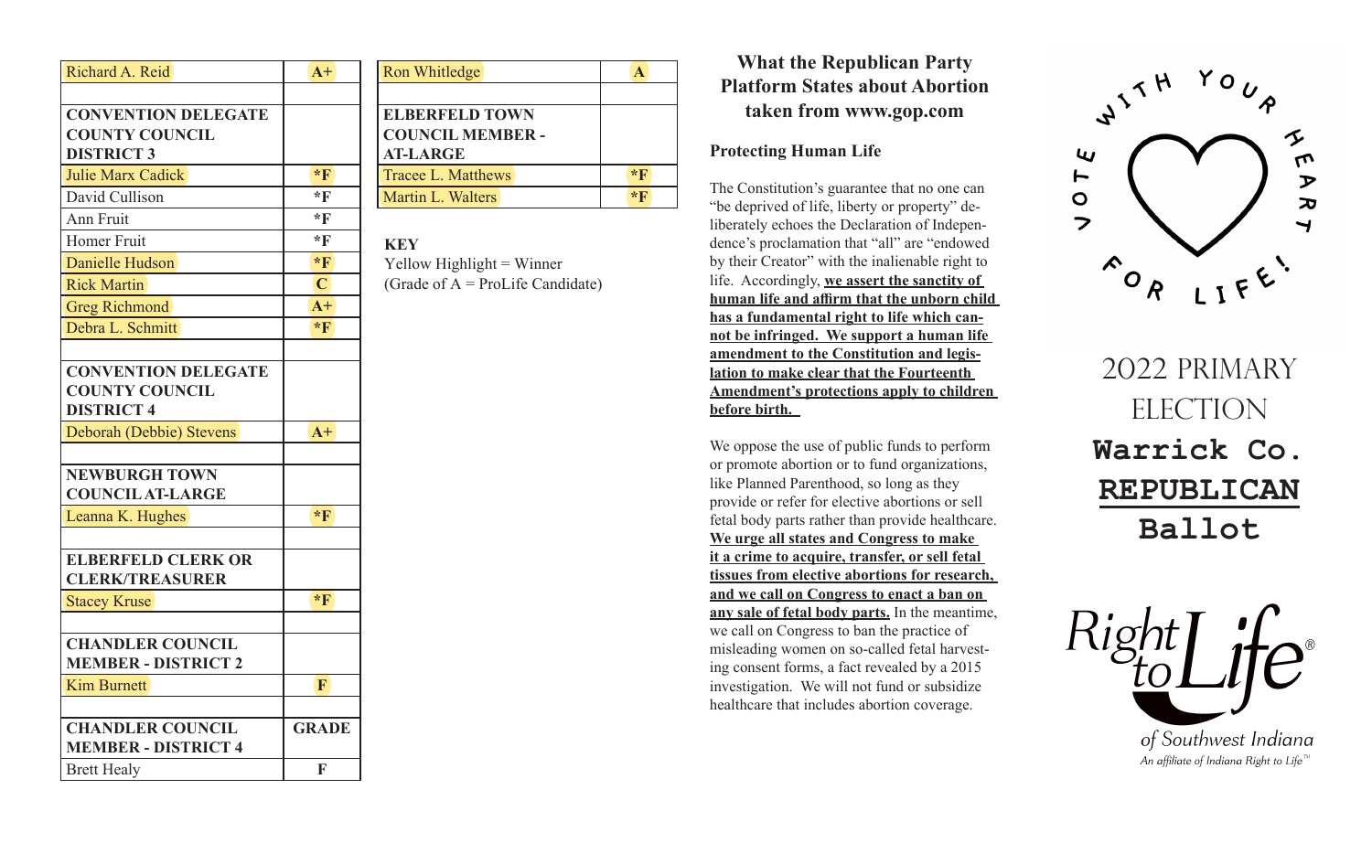| Richard A. Reid | A+ |
|---|---|
| | |
| **CONVENTION DELEGATE COUNTY COUNCIL DISTRICT 3** | |
| Julie Marx Cadick | *F |
| David Cullison | *F |
| Ann Fruit | *F |
| Homer Fruit | *F |
| Danielle Hudson | *F |
| Rick Martin | C |
| Greg Richmond | A+ |
| Debra L. Schmitt | *F |
| | |
| **CONVENTION DELEGATE COUNTY COUNCIL DISTRICT 4** | |
| Deborah (Debbie) Stevens | A+ |
| | |
| **NEWBURGH TOWN COUNCIL AT-LARGE** | |
| Leanna K. Hughes | *F |
| | |
| **ELBERFELD CLERK OR CLERK/TREASURER** | |
| Stacey Kruse | *F |
| | |
| **CHANDLER COUNCIL MEMBER - DISTRICT 2** | |
| Kim Burnett | F |
| | |
| **CHANDLER COUNCIL MEMBER - DISTRICT 4** | **GRADE** |
| Brett Healy | F |

| Ron Whitledge | A |
|---|---|
| | |
| **ELBERFELD TOWN COUNCIL MEMBER - AT-LARGE** | |
| Tracee L. Matthews | *F |
| Martin L. Walters | *F |

**KEY**
Yellow Highlight = Winner
(Grade of A = ProLife Candidate)

## What the Republican Party Platform States about Abortion taken from www.gop.com

### Protecting Human Life

The Constitution's guarantee that no one can "be deprived of life, liberty or property" deliberately echoes the Declaration of Independence's proclamation that "all" are "endowed by their Creator" with the inalienable right to life. Accordingly, **we assert the sanctity of human life and affirm that the unborn child has a fundamental right to life which cannot be infringed. We support a human life amendment to the Constitution and legislation to make clear that the Fourteenth Amendment's protections apply to children before birth.**

We oppose the use of public funds to perform or promote abortion or to fund organizations, like Planned Parenthood, so long as they provide or refer for elective abortions or sell fetal body parts rather than provide healthcare. **We urge all states and Congress to make it a crime to acquire, transfer, or sell fetal tissues from elective abortions for research, and we call on Congress to enact a ban on any sale of fetal body parts.** In the meantime, we call on Congress to ban the practice of misleading women on so-called fetal harvesting consent forms, a fact revealed by a 2015 investigation. We will not fund or subsidize healthcare that includes abortion coverage.

VOTE WITH YOUR HEART FOR LIFE!

# 2022 PRIMARY ELECTION

# Warrick Co. REPUBLICAN Ballot

Right to Life® of Southwest Indiana
An affiliate of Indiana Right to Life™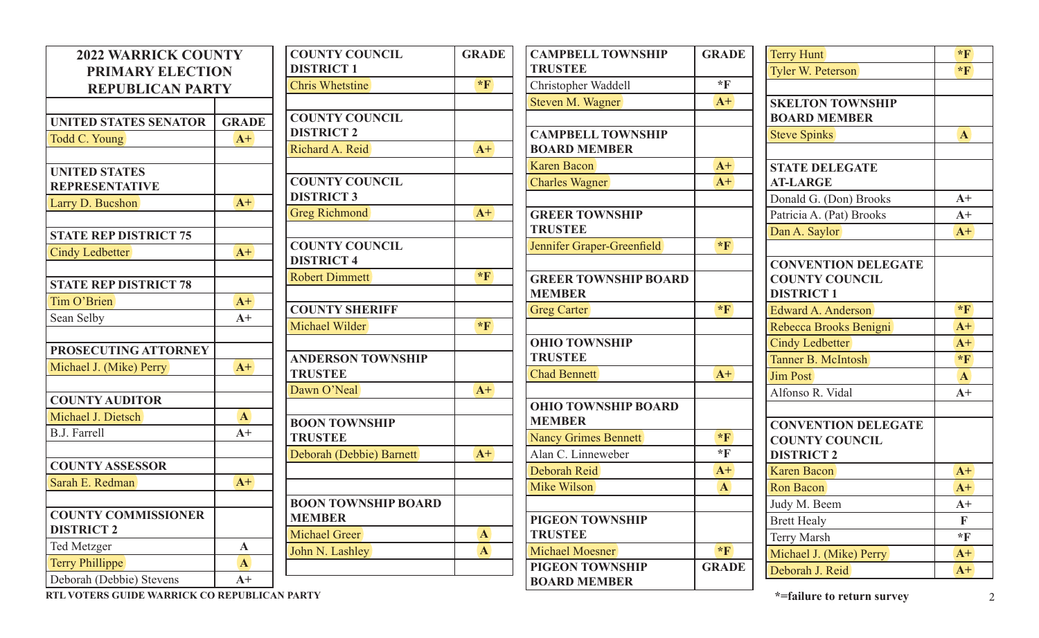## 2022 WARRICK COUNTY PRIMARY ELECTION REPUBLICAN PARTY

| UNITED STATES SENATOR | GRADE |
|---|---|
| Todd C. Young | A+ |

| UNITED STATES REPRESENTATIVE | |
|---|---|
| Larry D. Bucshon | A+ |

| STATE REP DISTRICT 75 | |
|---|---|
| Cindy Ledbetter | A+ |

| STATE REP DISTRICT 78 | |
|---|---|
| Tim O'Brien | A+ |
| Sean Selby | A+ |

| PROSECUTING ATTORNEY | |
|---|---|
| Michael J. (Mike) Perry | A+ |

| COUNTY AUDITOR | |
|---|---|
| Michael J. Dietsch | A |
| B.J. Farrell | A+ |

| COUNTY ASSESSOR | |
|---|---|
| Sarah E. Redman | A+ |

| COUNTY COMMISSIONER DISTRICT 2 | |
|---|---|
| Ted Metzger | A |
| Terry Phillippe | A |
| Deborah (Debbie) Stevens | A+ |

| COUNTY COUNCIL DISTRICT 1 | GRADE |
|---|---|
| Chris Whetstine | *F |

| COUNTY COUNCIL DISTRICT 2 | |
|---|---|
| Richard A. Reid | A+ |

| COUNTY COUNCIL DISTRICT 3 | |
|---|---|
| Greg Richmond | A+ |

| COUNTY COUNCIL DISTRICT 4 | |
|---|---|
| Robert Dimmett | *F |

| COUNTY SHERIFF | |
|---|---|
| Michael Wilder | *F |

| ANDERSON TOWNSHIP TRUSTEE | |
|---|---|
| Dawn O'Neal | A+ |

| BOON TOWNSHIP TRUSTEE | |
|---|---|
| Deborah (Debbie) Barnett | A+ |

| BOON TOWNSHIP BOARD MEMBER | |
|---|---|
| Michael Greer | A |
| John N. Lashley | A |

| CAMPBELL TOWNSHIP TRUSTEE | GRADE |
|---|---|
| Christopher Waddell | *F |
| Steven M. Wagner | A+ |

| CAMPBELL TOWNSHIP BOARD MEMBER | |
|---|---|
| Karen Bacon | A+ |
| Charles Wagner | A+ |

| GREER TOWNSHIP TRUSTEE | |
|---|---|
| Jennifer Graper-Greenfield | *F |

| GREER TOWNSHIP BOARD MEMBER | |
|---|---|
| Greg Carter | *F |

| OHIO TOWNSHIP TRUSTEE | |
|---|---|
| Chad Bennett | A+ |

| OHIO TOWNSHIP BOARD MEMBER | |
|---|---|
| Nancy Grimes Bennett | *F |
| Alan C. Linneweber | *F |
| Deborah Reid | A+ |
| Mike Wilson | A |

| PIGEON TOWNSHIP TRUSTEE | |
|---|---|
| Michael Moesner | *F |

| PIGEON TOWNSHIP BOARD MEMBER | GRADE |
|---|---|
| Terry Hunt | *F |
| Tyler W. Peterson | *F |

| SKELTON TOWNSHIP BOARD MEMBER | |
|---|---|
| Steve Spinks | A |

| STATE DELEGATE AT-LARGE | |
|---|---|
| Donald G. (Don) Brooks | A+ |
| Patricia A. (Pat) Brooks | A+ |
| Dan A. Saylor | A+ |

| CONVENTION DELEGATE COUNTY COUNCIL DISTRICT 1 | |
|---|---|
| Edward A. Anderson | *F |
| Rebecca Brooks Benigni | A+ |
| Cindy Ledbetter | A+ |
| Tanner B. McIntosh | *F |
| Jim Post | A |
| Alfonso R. Vidal | A+ |

| CONVENTION DELEGATE COUNTY COUNCIL DISTRICT 2 | |
|---|---|
| Karen Bacon | A+ |
| Ron Bacon | A+ |
| Judy M. Beem | A+ |
| Brett Healy | F |
| Terry Marsh | *F |
| Michael J. (Mike) Perry | A+ |
| Deborah J. Reid | A+ |

**RTL VOTERS GUIDE WARRICK CO REPUBLICAN PARTY**

***=failure to return survey**